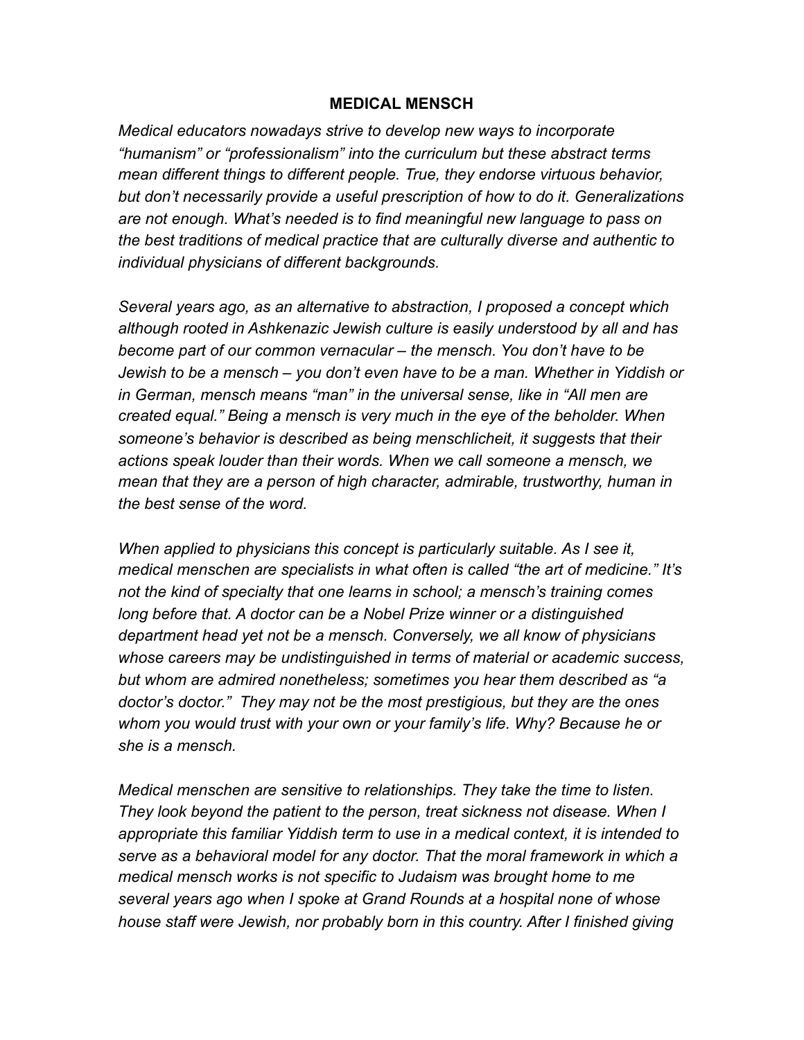# MEDICAL MENSCH

*Medical educators nowadays strive to develop new ways to incorporate "humanism" or "professionalism" into the curriculum but these abstract terms mean different things to different people. True, they endorse virtuous behavior, but don't necessarily provide a useful prescription of how to do it. Generalizations are not enough. What's needed is to find meaningful new language to pass on the best traditions of medical practice that are culturally diverse and authentic to individual physicians of different backgrounds.*

*Several years ago, as an alternative to abstraction, I proposed a concept which although rooted in Ashkenazic Jewish culture is easily understood by all and has become part of our common vernacular – the mensch. You don't have to be Jewish to be a mensch – you don't even have to be a man. Whether in Yiddish or in German, mensch means "man" in the universal sense, like in "All men are created equal." Being a mensch is very much in the eye of the beholder. When someone's behavior is described as being menschlicheit, it suggests that their actions speak louder than their words. When we call someone a mensch, we mean that they are a person of high character, admirable, trustworthy, human in the best sense of the word.*

*When applied to physicians this concept is particularly suitable. As I see it, medical menschen are specialists in what often is called "the art of medicine." It's not the kind of specialty that one learns in school; a mensch's training comes long before that. A doctor can be a Nobel Prize winner or a distinguished department head yet not be a mensch. Conversely, we all know of physicians whose careers may be undistinguished in terms of material or academic success, but whom are admired nonetheless; sometimes you hear them described as "a doctor's doctor." They may not be the most prestigious, but they are the ones whom you would trust with your own or your family's life. Why? Because he or she is a mensch.*

*Medical menschen are sensitive to relationships. They take the time to listen. They look beyond the patient to the person, treat sickness not disease. When I appropriate this familiar Yiddish term to use in a medical context, it is intended to serve as a behavioral model for any doctor. That the moral framework in which a medical mensch works is not specific to Judaism was brought home to me several years ago when I spoke at Grand Rounds at a hospital none of whose house staff were Jewish, nor probably born in this country. After I finished giving*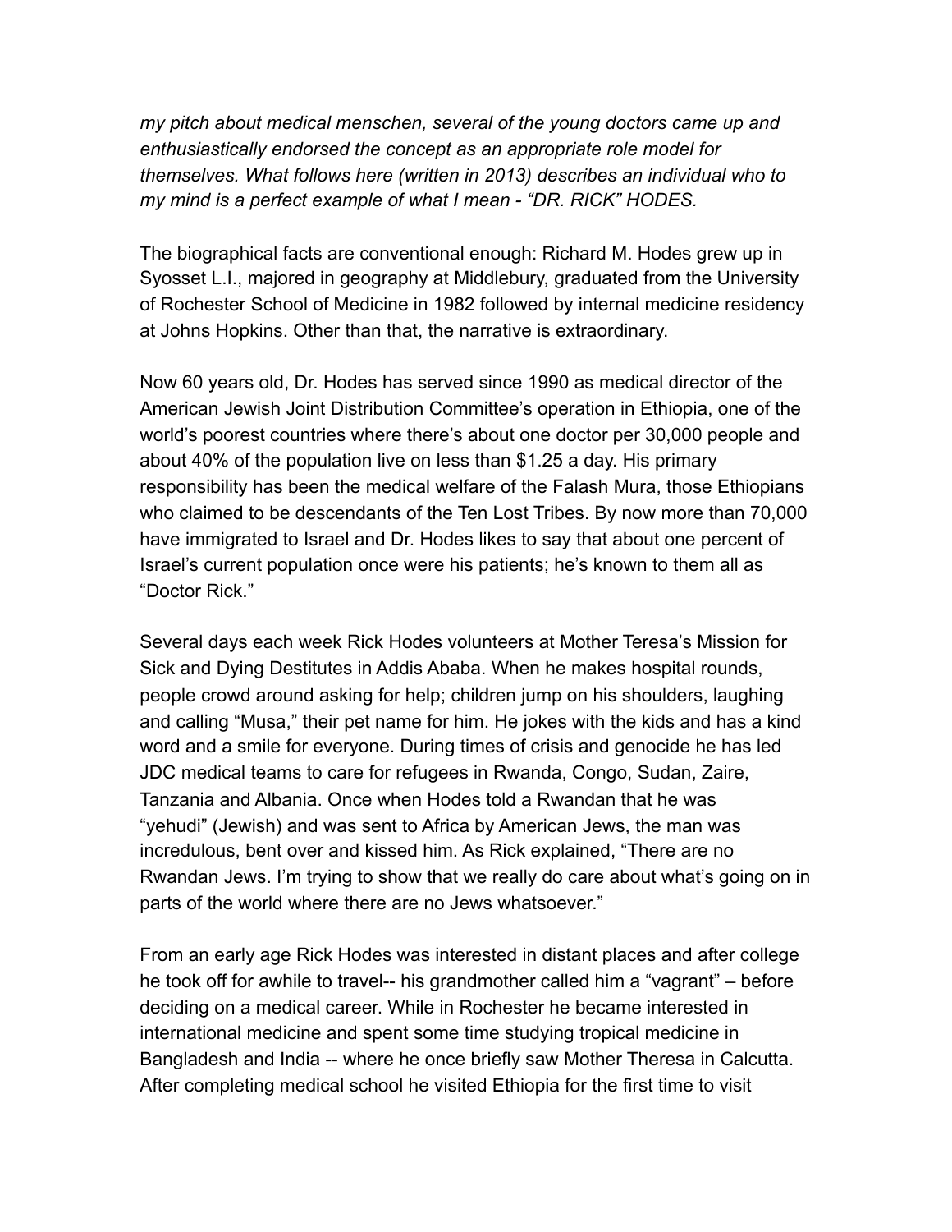*my pitch about medical menschen, several of the young doctors came up and enthusiastically endorsed the concept as an appropriate role model for themselves. What follows here (written in 2013) describes an individual who to my mind is a perfect example of what I mean - "DR. RICK" HODES.*

The biographical facts are conventional enough: Richard M. Hodes grew up in Syosset L.I., majored in geography at Middlebury, graduated from the University of Rochester School of Medicine in 1982 followed by internal medicine residency at Johns Hopkins. Other than that, the narrative is extraordinary.

Now 60 years old, Dr. Hodes has served since 1990 as medical director of the American Jewish Joint Distribution Committee's operation in Ethiopia, one of the world's poorest countries where there's about one doctor per 30,000 people and about 40% of the population live on less than $1.25 a day. His primary responsibility has been the medical welfare of the Falash Mura, those Ethiopians who claimed to be descendants of the Ten Lost Tribes. By now more than 70,000 have immigrated to Israel and Dr. Hodes likes to say that about one percent of Israel's current population once were his patients; he's known to them all as "Doctor Rick."

Several days each week Rick Hodes volunteers at Mother Teresa's Mission for Sick and Dying Destitutes in Addis Ababa. When he makes hospital rounds, people crowd around asking for help; children jump on his shoulders, laughing and calling "Musa," their pet name for him. He jokes with the kids and has a kind word and a smile for everyone. During times of crisis and genocide he has led JDC medical teams to care for refugees in Rwanda, Congo, Sudan, Zaire, Tanzania and Albania. Once when Hodes told a Rwandan that he was "yehudi" (Jewish) and was sent to Africa by American Jews, the man was incredulous, bent over and kissed him. As Rick explained, "There are no Rwandan Jews. I'm trying to show that we really do care about what's going on in parts of the world where there are no Jews whatsoever."

From an early age Rick Hodes was interested in distant places and after college he took off for awhile to travel-- his grandmother called him a "vagrant" – before deciding on a medical career. While in Rochester he became interested in international medicine and spent some time studying tropical medicine in Bangladesh and India -- where he once briefly saw Mother Theresa in Calcutta. After completing medical school he visited Ethiopia for the first time to visit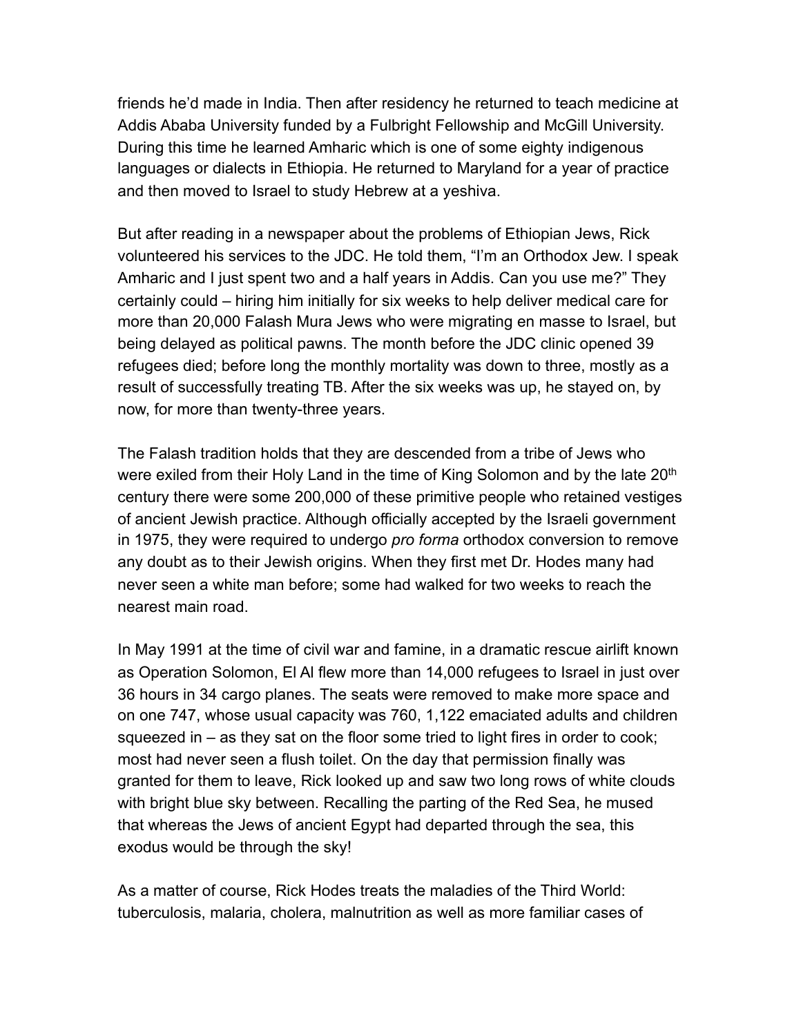friends he'd made in India. Then after residency he returned to teach medicine at Addis Ababa University funded by a Fulbright Fellowship and McGill University. During this time he learned Amharic which is one of some eighty indigenous languages or dialects in Ethiopia. He returned to Maryland for a year of practice and then moved to Israel to study Hebrew at a yeshiva.

But after reading in a newspaper about the problems of Ethiopian Jews, Rick volunteered his services to the JDC. He told them, "I'm an Orthodox Jew. I speak Amharic and I just spent two and a half years in Addis. Can you use me?" They certainly could – hiring him initially for six weeks to help deliver medical care for more than 20,000 Falash Mura Jews who were migrating en masse to Israel, but being delayed as political pawns. The month before the JDC clinic opened 39 refugees died; before long the monthly mortality was down to three, mostly as a result of successfully treating TB. After the six weeks was up, he stayed on, by now, for more than twenty-three years.

The Falash tradition holds that they are descended from a tribe of Jews who were exiled from their Holy Land in the time of King Solomon and by the late 20th century there were some 200,000 of these primitive people who retained vestiges of ancient Jewish practice. Although officially accepted by the Israeli government in 1975, they were required to undergo *pro forma* orthodox conversion to remove any doubt as to their Jewish origins. When they first met Dr. Hodes many had never seen a white man before; some had walked for two weeks to reach the nearest main road.

In May 1991 at the time of civil war and famine, in a dramatic rescue airlift known as Operation Solomon, El Al flew more than 14,000 refugees to Israel in just over 36 hours in 34 cargo planes. The seats were removed to make more space and on one 747, whose usual capacity was 760, 1,122 emaciated adults and children squeezed in – as they sat on the floor some tried to light fires in order to cook; most had never seen a flush toilet. On the day that permission finally was granted for them to leave, Rick looked up and saw two long rows of white clouds with bright blue sky between. Recalling the parting of the Red Sea, he mused that whereas the Jews of ancient Egypt had departed through the sea, this exodus would be through the sky!

As a matter of course, Rick Hodes treats the maladies of the Third World: tuberculosis, malaria, cholera, malnutrition as well as more familiar cases of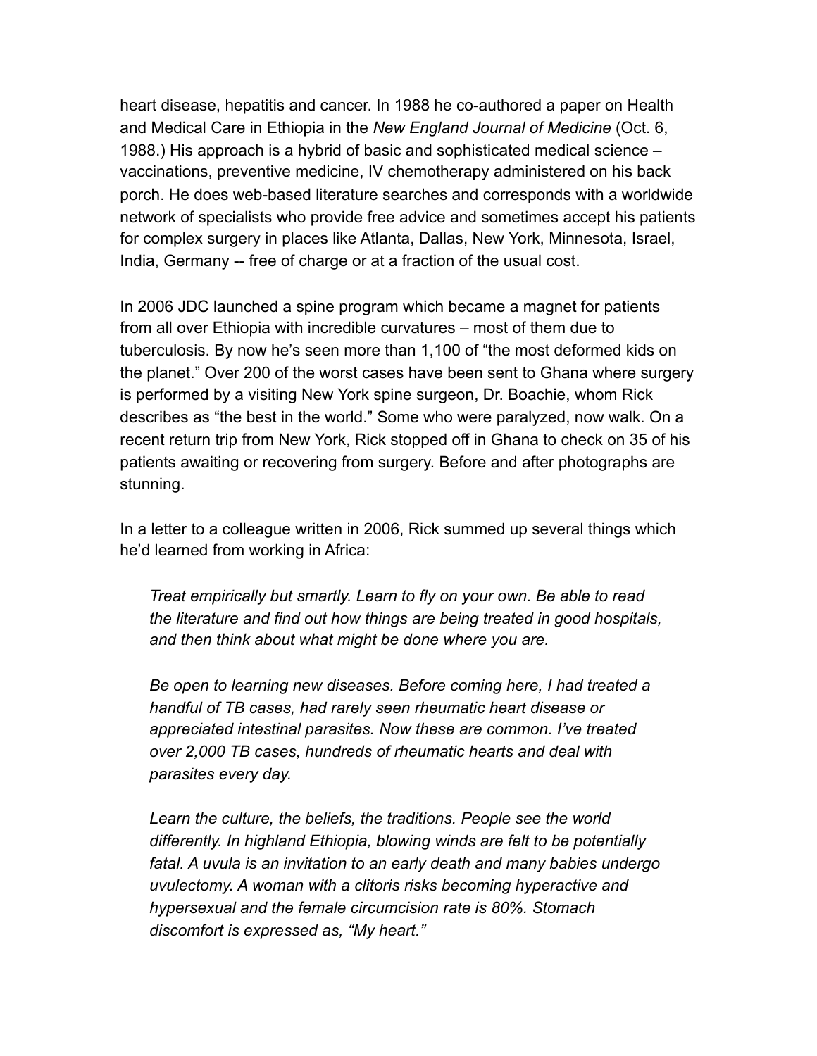heart disease, hepatitis and cancer. In 1988 he co-authored a paper on Health and Medical Care in Ethiopia in the *New England Journal of Medicine* (Oct. 6, 1988.) His approach is a hybrid of basic and sophisticated medical science – vaccinations, preventive medicine, IV chemotherapy administered on his back porch. He does web-based literature searches and corresponds with a worldwide network of specialists who provide free advice and sometimes accept his patients for complex surgery in places like Atlanta, Dallas, New York, Minnesota, Israel, India, Germany -- free of charge or at a fraction of the usual cost.

In 2006 JDC launched a spine program which became a magnet for patients from all over Ethiopia with incredible curvatures – most of them due to tuberculosis. By now he's seen more than 1,100 of "the most deformed kids on the planet." Over 200 of the worst cases have been sent to Ghana where surgery is performed by a visiting New York spine surgeon, Dr. Boachie, whom Rick describes as "the best in the world." Some who were paralyzed, now walk. On a recent return trip from New York, Rick stopped off in Ghana to check on 35 of his patients awaiting or recovering from surgery. Before and after photographs are stunning.

In a letter to a colleague written in 2006, Rick summed up several things which he'd learned from working in Africa:

> *Treat empirically but smartly. Learn to fly on your own. Be able to read the literature and find out how things are being treated in good hospitals, and then think about what might be done where you are.*
>
> *Be open to learning new diseases. Before coming here, I had treated a handful of TB cases, had rarely seen rheumatic heart disease or appreciated intestinal parasites. Now these are common. I've treated over 2,000 TB cases, hundreds of rheumatic hearts and deal with parasites every day.*
>
> *Learn the culture, the beliefs, the traditions. People see the world differently. In highland Ethiopia, blowing winds are felt to be potentially fatal. A uvula is an invitation to an early death and many babies undergo uvulectomy. A woman with a clitoris risks becoming hyperactive and hypersexual and the female circumcision rate is 80%. Stomach discomfort is expressed as, "My heart."*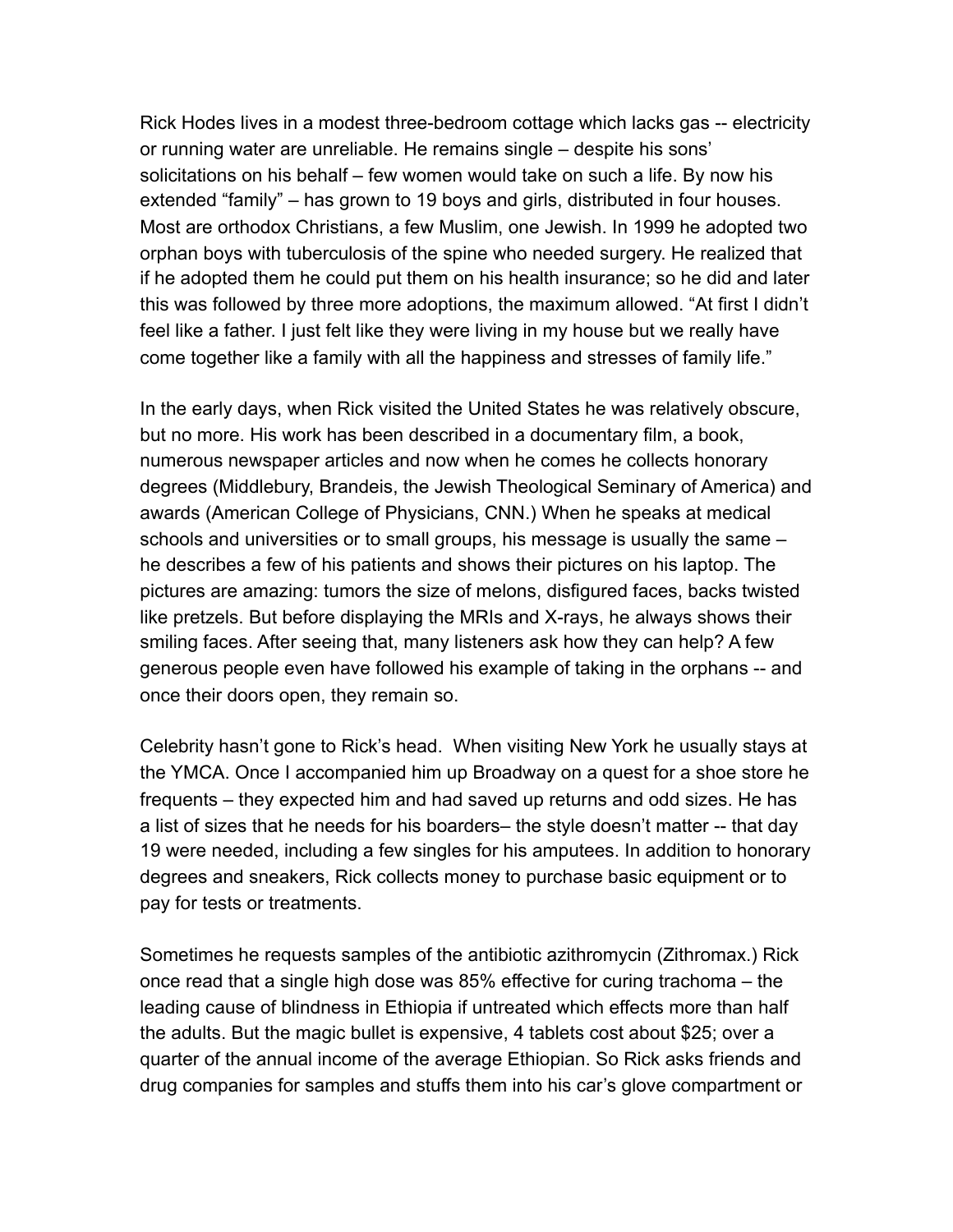Rick Hodes lives in a modest three-bedroom cottage which lacks gas -- electricity or running water are unreliable. He remains single – despite his sons' solicitations on his behalf – few women would take on such a life. By now his extended "family" – has grown to 19 boys and girls, distributed in four houses. Most are orthodox Christians, a few Muslim, one Jewish. In 1999 he adopted two orphan boys with tuberculosis of the spine who needed surgery. He realized that if he adopted them he could put them on his health insurance; so he did and later this was followed by three more adoptions, the maximum allowed. "At first I didn't feel like a father. I just felt like they were living in my house but we really have come together like a family with all the happiness and stresses of family life."

In the early days, when Rick visited the United States he was relatively obscure, but no more. His work has been described in a documentary film, a book, numerous newspaper articles and now when he comes he collects honorary degrees (Middlebury, Brandeis, the Jewish Theological Seminary of America) and awards (American College of Physicians, CNN.) When he speaks at medical schools and universities or to small groups, his message is usually the same – he describes a few of his patients and shows their pictures on his laptop. The pictures are amazing: tumors the size of melons, disfigured faces, backs twisted like pretzels. But before displaying the MRIs and X-rays, he always shows their smiling faces. After seeing that, many listeners ask how they can help? A few generous people even have followed his example of taking in the orphans -- and once their doors open, they remain so.

Celebrity hasn't gone to Rick's head. When visiting New York he usually stays at the YMCA. Once I accompanied him up Broadway on a quest for a shoe store he frequents – they expected him and had saved up returns and odd sizes. He has a list of sizes that he needs for his boarders– the style doesn't matter -- that day 19 were needed, including a few singles for his amputees. In addition to honorary degrees and sneakers, Rick collects money to purchase basic equipment or to pay for tests or treatments.

Sometimes he requests samples of the antibiotic azithromycin (Zithromax.) Rick once read that a single high dose was 85% effective for curing trachoma – the leading cause of blindness in Ethiopia if untreated which effects more than half the adults. But the magic bullet is expensive, 4 tablets cost about $25; over a quarter of the annual income of the average Ethiopian. So Rick asks friends and drug companies for samples and stuffs them into his car's glove compartment or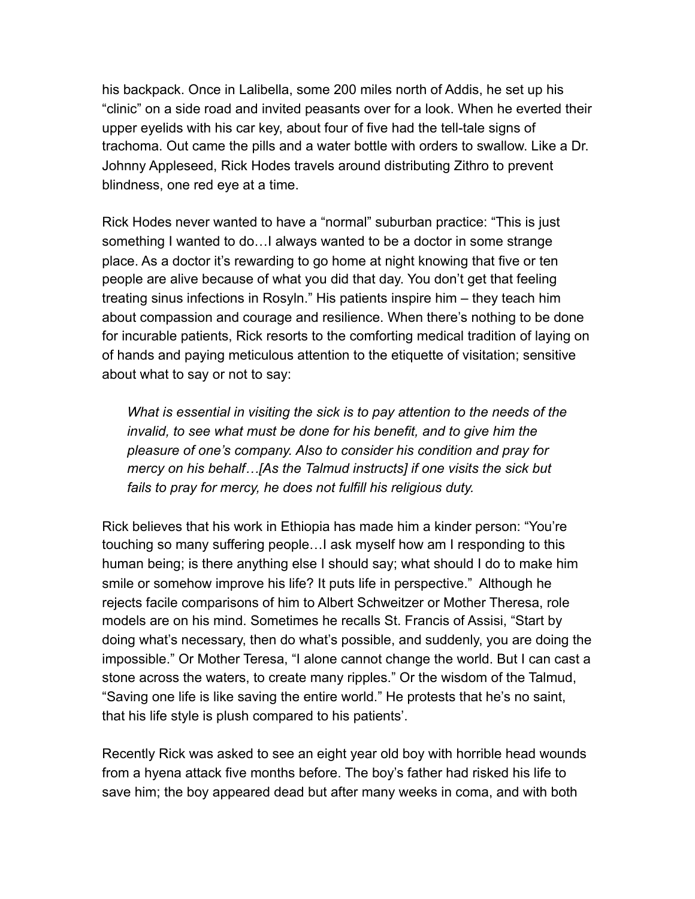his backpack. Once in Lalibella, some 200 miles north of Addis, he set up his "clinic" on a side road and invited peasants over for a look. When he everted their upper eyelids with his car key, about four of five had the tell-tale signs of trachoma. Out came the pills and a water bottle with orders to swallow. Like a Dr. Johnny Appleseed, Rick Hodes travels around distributing Zithro to prevent blindness, one red eye at a time.

Rick Hodes never wanted to have a "normal" suburban practice: "This is just something I wanted to do…I always wanted to be a doctor in some strange place. As a doctor it's rewarding to go home at night knowing that five or ten people are alive because of what you did that day. You don't get that feeling treating sinus infections in Rosyln." His patients inspire him – they teach him about compassion and courage and resilience. When there's nothing to be done for incurable patients, Rick resorts to the comforting medical tradition of laying on of hands and paying meticulous attention to the etiquette of visitation; sensitive about what to say or not to say:

> *What is essential in visiting the sick is to pay attention to the needs of the invalid, to see what must be done for his benefit, and to give him the pleasure of one's company. Also to consider his condition and pray for mercy on his behalf…[As the Talmud instructs] if one visits the sick but fails to pray for mercy, he does not fulfill his religious duty.*

Rick believes that his work in Ethiopia has made him a kinder person: "You're touching so many suffering people…I ask myself how am I responding to this human being; is there anything else I should say; what should I do to make him smile or somehow improve his life? It puts life in perspective." Although he rejects facile comparisons of him to Albert Schweitzer or Mother Theresa, role models are on his mind. Sometimes he recalls St. Francis of Assisi, "Start by doing what's necessary, then do what's possible, and suddenly, you are doing the impossible." Or Mother Teresa, "I alone cannot change the world. But I can cast a stone across the waters, to create many ripples." Or the wisdom of the Talmud, "Saving one life is like saving the entire world." He protests that he's no saint, that his life style is plush compared to his patients'.

Recently Rick was asked to see an eight year old boy with horrible head wounds from a hyena attack five months before. The boy's father had risked his life to save him; the boy appeared dead but after many weeks in coma, and with both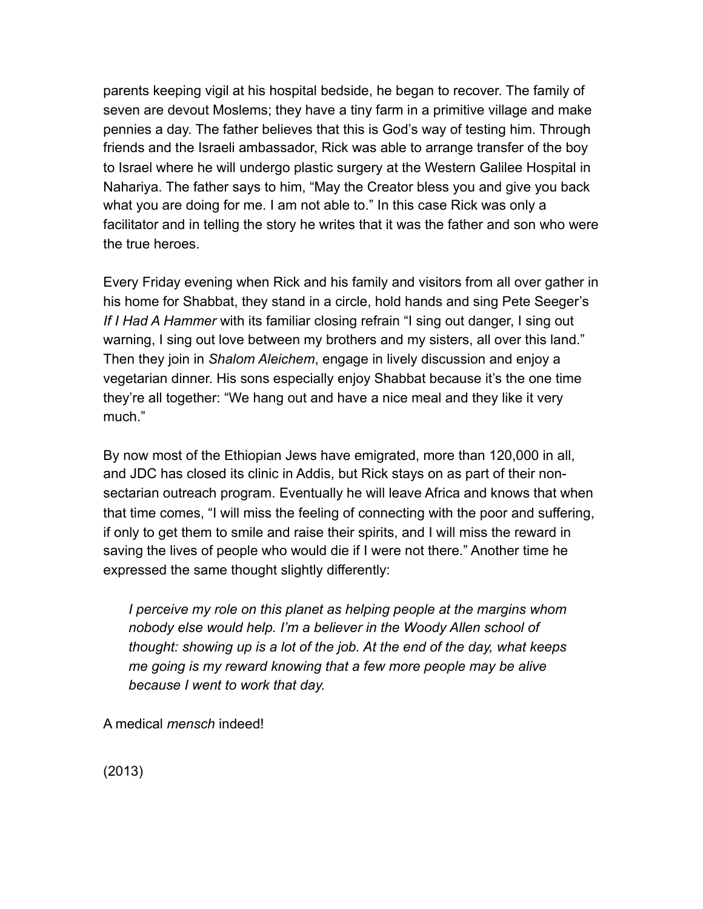parents keeping vigil at his hospital bedside, he began to recover. The family of seven are devout Moslems; they have a tiny farm in a primitive village and make pennies a day. The father believes that this is God's way of testing him. Through friends and the Israeli ambassador, Rick was able to arrange transfer of the boy to Israel where he will undergo plastic surgery at the Western Galilee Hospital in Nahariya. The father says to him, "May the Creator bless you and give you back what you are doing for me. I am not able to." In this case Rick was only a facilitator and in telling the story he writes that it was the father and son who were the true heroes.

Every Friday evening when Rick and his family and visitors from all over gather in his home for Shabbat, they stand in a circle, hold hands and sing Pete Seeger's *If I Had A Hammer* with its familiar closing refrain "I sing out danger, I sing out warning, I sing out love between my brothers and my sisters, all over this land." Then they join in *Shalom Aleichem*, engage in lively discussion and enjoy a vegetarian dinner. His sons especially enjoy Shabbat because it's the one time they're all together: "We hang out and have a nice meal and they like it very much."

By now most of the Ethiopian Jews have emigrated, more than 120,000 in all, and JDC has closed its clinic in Addis, but Rick stays on as part of their non-sectarian outreach program. Eventually he will leave Africa and knows that when that time comes, "I will miss the feeling of connecting with the poor and suffering, if only to get them to smile and raise their spirits, and I will miss the reward in saving the lives of people who would die if I were not there." Another time he expressed the same thought slightly differently:

> *I perceive my role on this planet as helping people at the margins whom nobody else would help. I'm a believer in the Woody Allen school of thought: showing up is a lot of the job. At the end of the day, what keeps me going is my reward knowing that a few more people may be alive because I went to work that day.*

A medical *mensch* indeed!

(2013)